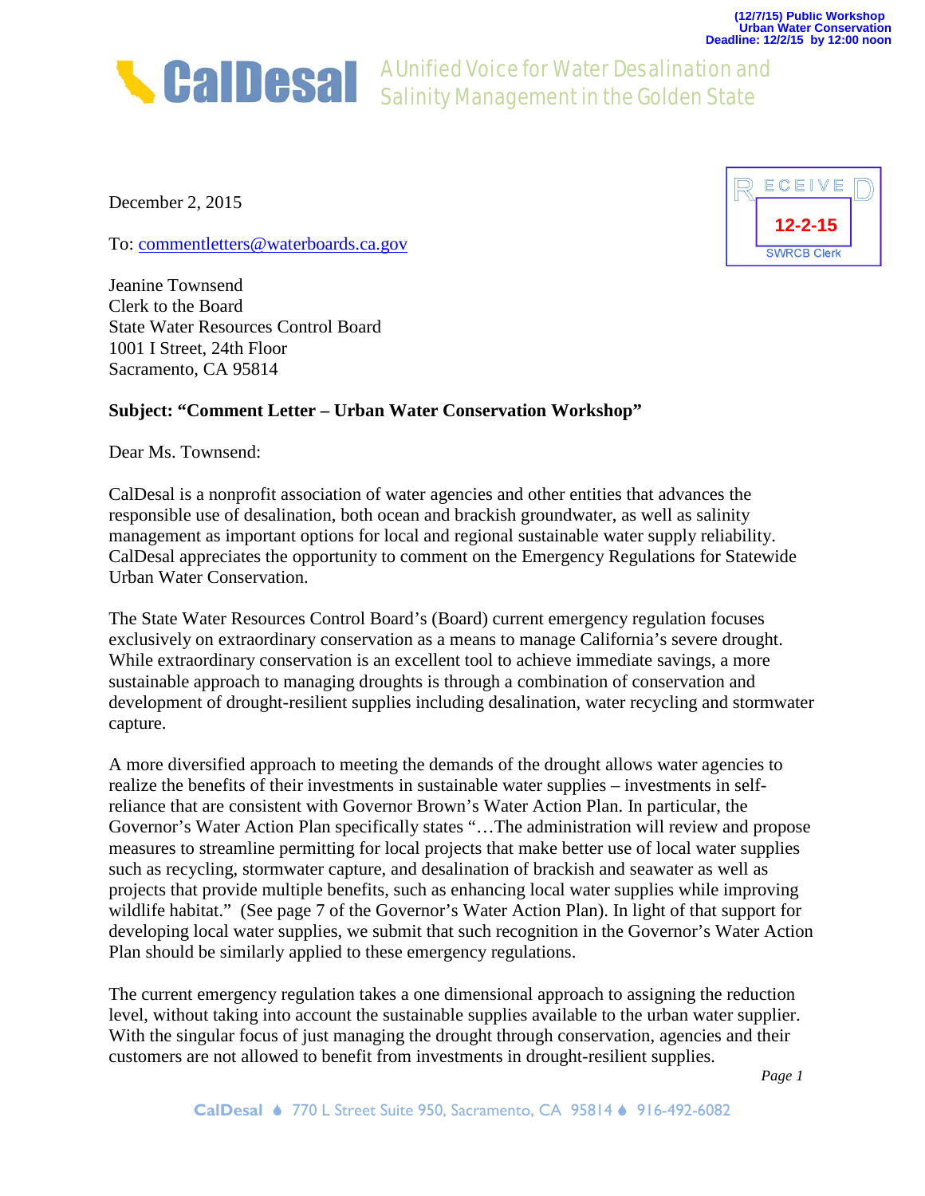(12/7/15) Public Workshop
Urban Water Conservation
Deadline: 12/2/15 by 12:00 noon

**CalDesal** A Unified Voice for Water Desalination and Salinity Management in the Golden State

RECEIVED
12-2-15
SWRCB Clerk

December 2, 2015

To: commentletters@waterboards.ca.gov

Jeanine Townsend
Clerk to the Board
State Water Resources Control Board
1001 I Street, 24th Floor
Sacramento, CA 95814

**Subject: "Comment Letter – Urban Water Conservation Workshop"**

Dear Ms. Townsend:

CalDesal is a nonprofit association of water agencies and other entities that advances the responsible use of desalination, both ocean and brackish groundwater, as well as salinity management as important options for local and regional sustainable water supply reliability. CalDesal appreciates the opportunity to comment on the Emergency Regulations for Statewide Urban Water Conservation.

The State Water Resources Control Board's (Board) current emergency regulation focuses exclusively on extraordinary conservation as a means to manage California's severe drought. While extraordinary conservation is an excellent tool to achieve immediate savings, a more sustainable approach to managing droughts is through a combination of conservation and development of drought-resilient supplies including desalination, water recycling and stormwater capture.

A more diversified approach to meeting the demands of the drought allows water agencies to realize the benefits of their investments in sustainable water supplies – investments in self-reliance that are consistent with Governor Brown's Water Action Plan. In particular, the Governor's Water Action Plan specifically states "…The administration will review and propose measures to streamline permitting for local projects that make better use of local water supplies such as recycling, stormwater capture, and desalination of brackish and seawater as well as projects that provide multiple benefits, such as enhancing local water supplies while improving wildlife habitat." (See page 7 of the Governor's Water Action Plan). In light of that support for developing local water supplies, we submit that such recognition in the Governor's Water Action Plan should be similarly applied to these emergency regulations.

The current emergency regulation takes a one dimensional approach to assigning the reduction level, without taking into account the sustainable supplies available to the urban water supplier. With the singular focus of just managing the drought through conservation, agencies and their customers are not allowed to benefit from investments in drought-resilient supplies.

CalDesal ♦ 770 L Street Suite 950, Sacramento, CA 95814 ♦ 916-492-6082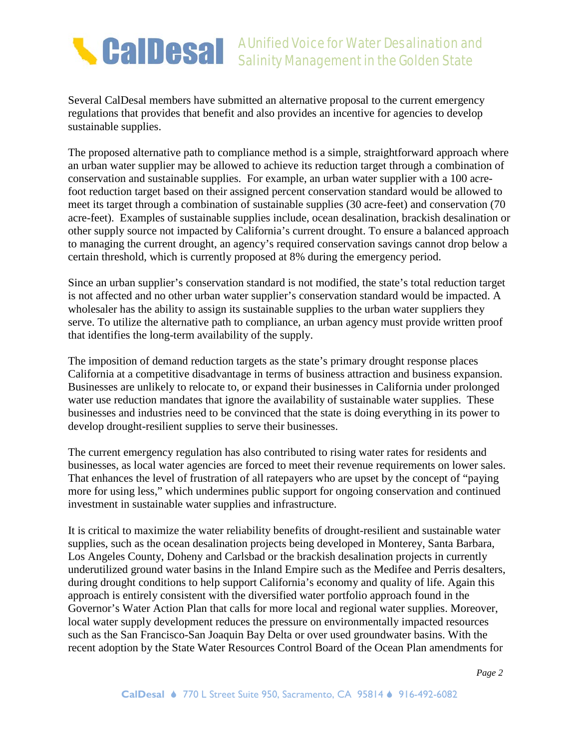Several CalDesal members have submitted an alternative proposal to the current emergency regulations that provides that benefit and also provides an incentive for agencies to develop sustainable supplies.

The proposed alternative path to compliance method is a simple, straightforward approach where an urban water supplier may be allowed to achieve its reduction target through a combination of conservation and sustainable supplies. For example, an urban water supplier with a 100 acre-foot reduction target based on their assigned percent conservation standard would be allowed to meet its target through a combination of sustainable supplies (30 acre-feet) and conservation (70 acre-feet). Examples of sustainable supplies include, ocean desalination, brackish desalination or other supply source not impacted by California's current drought. To ensure a balanced approach to managing the current drought, an agency's required conservation savings cannot drop below a certain threshold, which is currently proposed at 8% during the emergency period.

Since an urban supplier's conservation standard is not modified, the state's total reduction target is not affected and no other urban water supplier's conservation standard would be impacted. A wholesaler has the ability to assign its sustainable supplies to the urban water suppliers they serve. To utilize the alternative path to compliance, an urban agency must provide written proof that identifies the long-term availability of the supply.

The imposition of demand reduction targets as the state's primary drought response places California at a competitive disadvantage in terms of business attraction and business expansion. Businesses are unlikely to relocate to, or expand their businesses in California under prolonged water use reduction mandates that ignore the availability of sustainable water supplies. These businesses and industries need to be convinced that the state is doing everything in its power to develop drought-resilient supplies to serve their businesses.

The current emergency regulation has also contributed to rising water rates for residents and businesses, as local water agencies are forced to meet their revenue requirements on lower sales. That enhances the level of frustration of all ratepayers who are upset by the concept of "paying more for using less," which undermines public support for ongoing conservation and continued investment in sustainable water supplies and infrastructure.

It is critical to maximize the water reliability benefits of drought-resilient and sustainable water supplies, such as the ocean desalination projects being developed in Monterey, Santa Barbara, Los Angeles County, Doheny and Carlsbad or the brackish desalination projects in currently underutilized ground water basins in the Inland Empire such as the Medifee and Perris desalters, during drought conditions to help support California's economy and quality of life. Again this approach is entirely consistent with the diversified water portfolio approach found in the Governor's Water Action Plan that calls for more local and regional water supplies. Moreover, local water supply development reduces the pressure on environmentally impacted resources such as the San Francisco-San Joaquin Bay Delta or over used groundwater basins. With the recent adoption by the State Water Resources Control Board of the Ocean Plan amendments for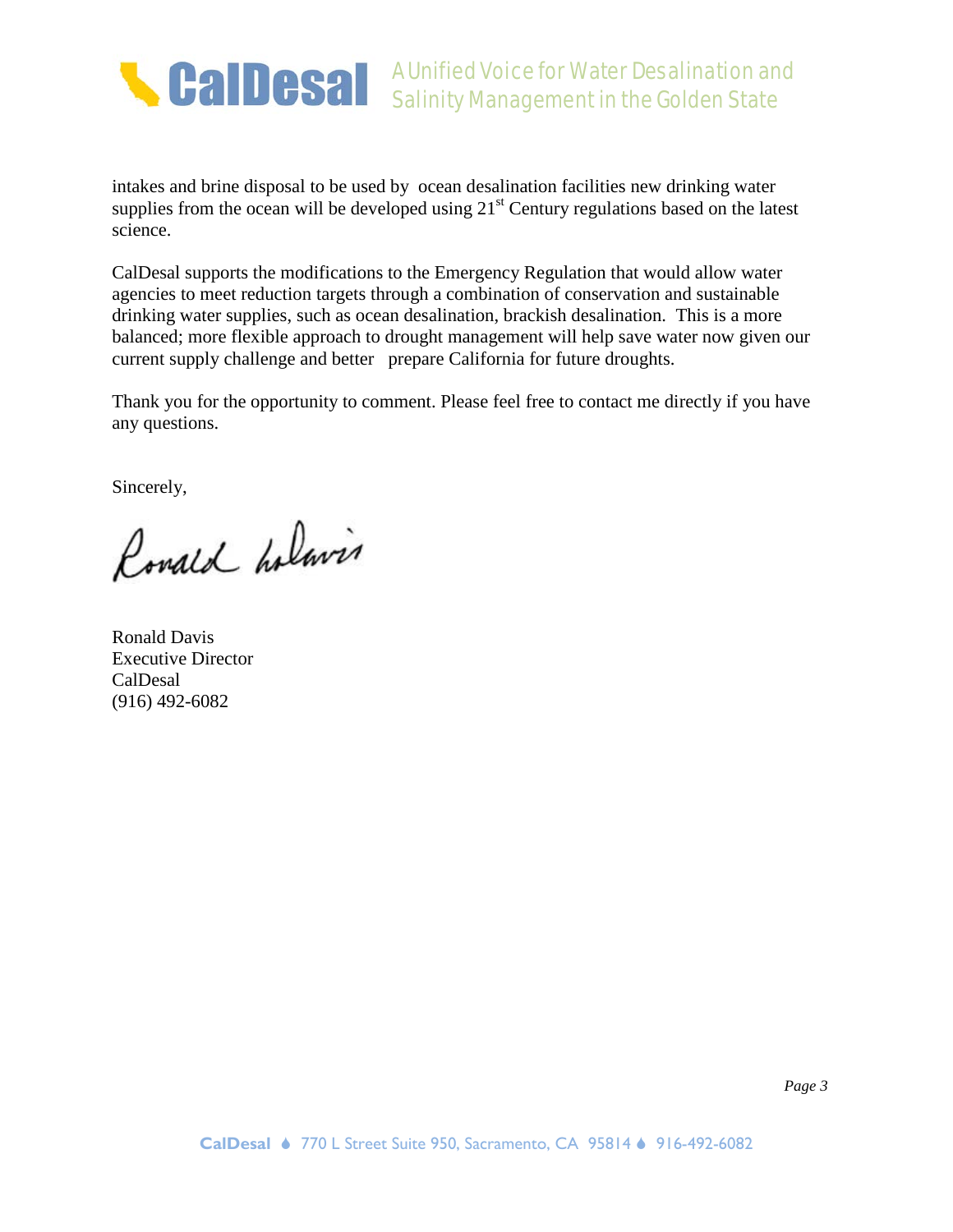intakes and brine disposal to be used by ocean desalination facilities new drinking water supplies from the ocean will be developed using 21st Century regulations based on the latest science.

CalDesal supports the modifications to the Emergency Regulation that would allow water agencies to meet reduction targets through a combination of conservation and sustainable drinking water supplies, such as ocean desalination, brackish desalination. This is a more balanced; more flexible approach to drought management will help save water now given our current supply challenge and better prepare California for future droughts.

Thank you for the opportunity to comment. Please feel free to contact me directly if you have any questions.

Sincerely,

Ronald Davis
Executive Director
CalDesal
(916) 492-6082